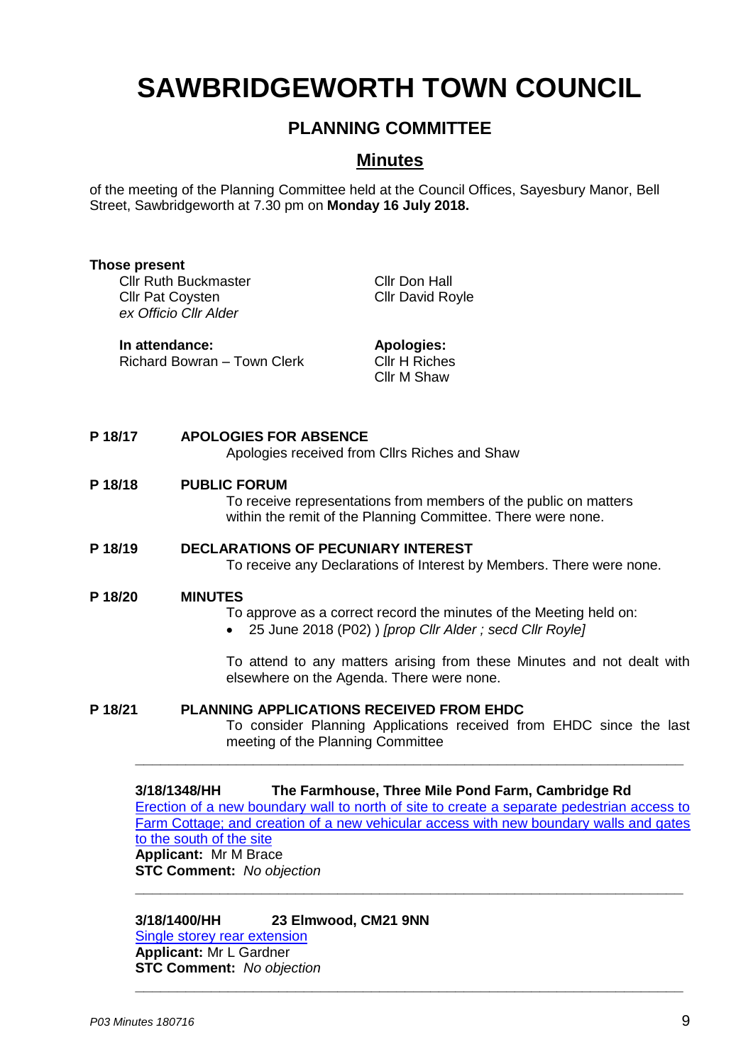# SAWBRIDGEWORTH TOWN COUNCIL

## PLANNING COMMITTEE

## Minutes

of the meeting of the Planning Committee held at the Council Offices, Sayesbury Manor, Bell Street, Sawbridgeworth at 7.30 pm on **Monday 16 July 2018.**

**Those present**

Cllr Ruth Buckmaster
Cllr Pat Coysten
*ex Officio Cllr Alder*
Cllr Don Hall
Cllr David Royle

**In attendance:**
Richard Bowran – Town Clerk

**Apologies:**
Cllr H Riches
Cllr M Shaw

**P 18/17 APOLOGIES FOR ABSENCE**

Apologies received from Cllrs Riches and Shaw

**P 18/18 PUBLIC FORUM**

To receive representations from members of the public on matters within the remit of the Planning Committee. There were none.

**P 18/19 DECLARATIONS OF PECUNIARY INTEREST**

To receive any Declarations of Interest by Members. There were none.

**P 18/20 MINUTES**

To approve as a correct record the minutes of the Meeting held on:

- 25 June 2018 (P02) ) *[prop Cllr Alder ; secd Cllr Royle]*

To attend to any matters arising from these Minutes and not dealt with elsewhere on the Agenda. There were none.

**P 18/21 PLANNING APPLICATIONS RECEIVED FROM EHDC**

To consider Planning Applications received from EHDC since the last meeting of the Planning Committee

---

**3/18/1348/HH The Farmhouse, Three Mile Pond Farm, Cambridge Rd**

Erection of a new boundary wall to north of site to create a separate pedestrian access to Farm Cottage; and creation of a new vehicular access with new boundary walls and gates to the south of the site

**Applicant:** Mr M Brace

**STC Comment:** *No objection*

---

**3/18/1400/HH 23 Elmwood, CM21 9NN**

Single storey rear extension

**Applicant:** Mr L Gardner

**STC Comment:** *No objection*

---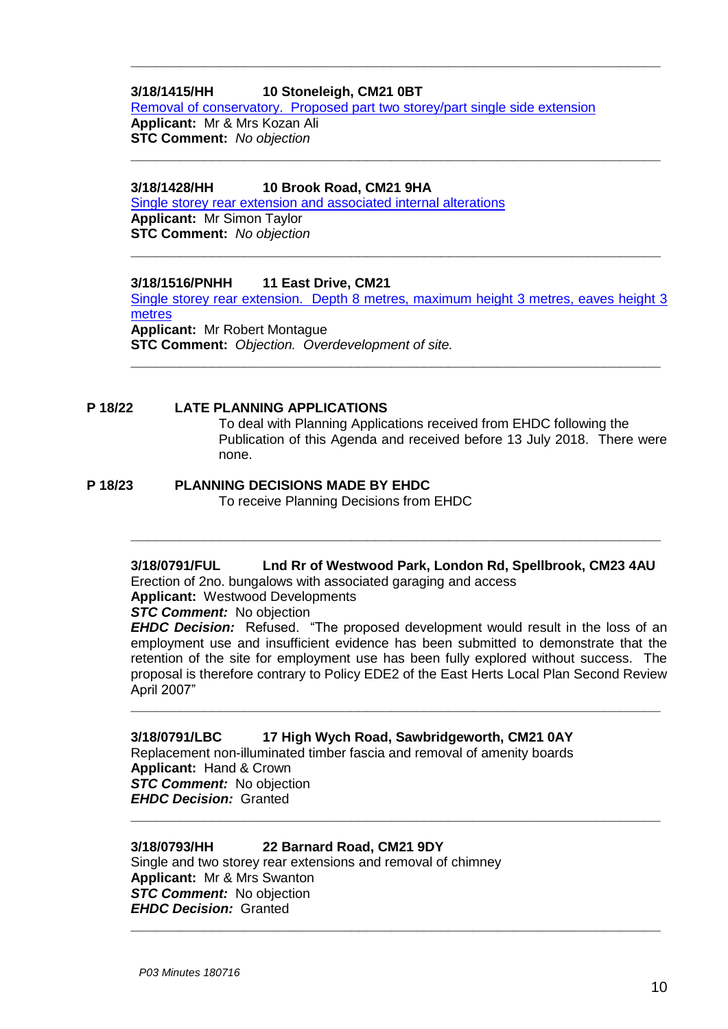---

**3/18/1415/HH 10 Stoneleigh, CM21 0BT**
Removal of conservatory. Proposed part two storey/part single side extension
**Applicant:** Mr & Mrs Kozan Ali
**STC Comment:** *No objection*

---

**3/18/1428/HH 10 Brook Road, CM21 9HA**
Single storey rear extension and associated internal alterations
**Applicant:** Mr Simon Taylor
**STC Comment:** *No objection*

---

**3/18/1516/PNHH 11 East Drive, CM21**
Single storey rear extension. Depth 8 metres, maximum height 3 metres, eaves height 3 metres
**Applicant:** Mr Robert Montague
**STC Comment:** *Objection. Overdevelopment of site.*

---

**P 18/22 LATE PLANNING APPLICATIONS**

To deal with Planning Applications received from EHDC following the Publication of this Agenda and received before 13 July 2018. There were none.

**P 18/23 PLANNING DECISIONS MADE BY EHDC**

To receive Planning Decisions from EHDC

---

**3/18/0791/FUL Lnd Rr of Westwood Park, London Rd, Spellbrook, CM23 4AU**
Erection of 2no. bungalows with associated garaging and access
**Applicant:** Westwood Developments
***STC Comment:*** No objection
***EHDC Decision:*** Refused. "The proposed development would result in the loss of an employment use and insufficient evidence has been submitted to demonstrate that the retention of the site for employment use has been fully explored without success. The proposal is therefore contrary to Policy EDE2 of the East Herts Local Plan Second Review April 2007"

---

**3/18/0791/LBC 17 High Wych Road, Sawbridgeworth, CM21 0AY**
Replacement non-illuminated timber fascia and removal of amenity boards
**Applicant:** Hand & Crown
***STC Comment:*** No objection
***EHDC Decision:*** Granted

---

**3/18/0793/HH 22 Barnard Road, CM21 9DY**
Single and two storey rear extensions and removal of chimney
**Applicant:** Mr & Mrs Swanton
***STC Comment:*** No objection
***EHDC Decision:*** Granted

---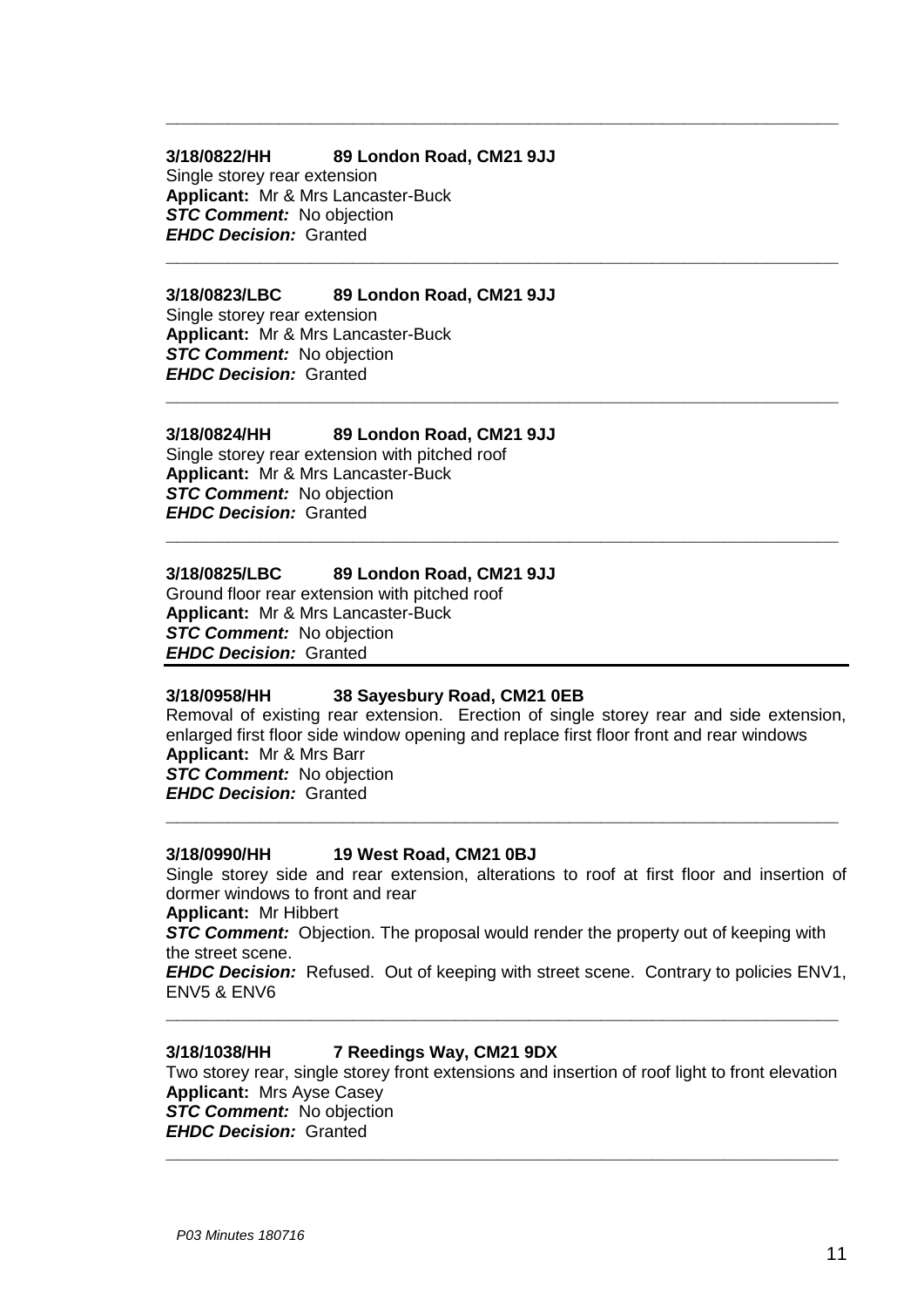---

**3/18/0822/HH 89 London Road, CM21 9JJ**
Single storey rear extension
**Applicant:** Mr & Mrs Lancaster-Buck
***STC Comment:*** No objection
***EHDC Decision:*** Granted

---

**3/18/0823/LBC 89 London Road, CM21 9JJ**
Single storey rear extension
**Applicant:** Mr & Mrs Lancaster-Buck
***STC Comment:*** No objection
***EHDC Decision:*** Granted

---

**3/18/0824/HH 89 London Road, CM21 9JJ**
Single storey rear extension with pitched roof
**Applicant:** Mr & Mrs Lancaster-Buck
***STC Comment:*** No objection
***EHDC Decision:*** Granted

---

**3/18/0825/LBC 89 London Road, CM21 9JJ**
Ground floor rear extension with pitched roof
**Applicant:** Mr & Mrs Lancaster-Buck
***STC Comment:*** No objection
***EHDC Decision:*** Granted

---

**3/18/0958/HH 38 Sayesbury Road, CM21 0EB**
Removal of existing rear extension. Erection of single storey rear and side extension, enlarged first floor side window opening and replace first floor front and rear windows
**Applicant:** Mr & Mrs Barr
***STC Comment:*** No objection
***EHDC Decision:*** Granted

---

**3/18/0990/HH 19 West Road, CM21 0BJ**
Single storey side and rear extension, alterations to roof at first floor and insertion of dormer windows to front and rear
**Applicant:** Mr Hibbert
***STC Comment:*** Objection. The proposal would render the property out of keeping with the street scene.
***EHDC Decision:*** Refused. Out of keeping with street scene. Contrary to policies ENV1, ENV5 & ENV6

---

**3/18/1038/HH 7 Reedings Way, CM21 9DX**
Two storey rear, single storey front extensions and insertion of roof light to front elevation
**Applicant:** Mrs Ayse Casey
***STC Comment:*** No objection
***EHDC Decision:*** Granted

---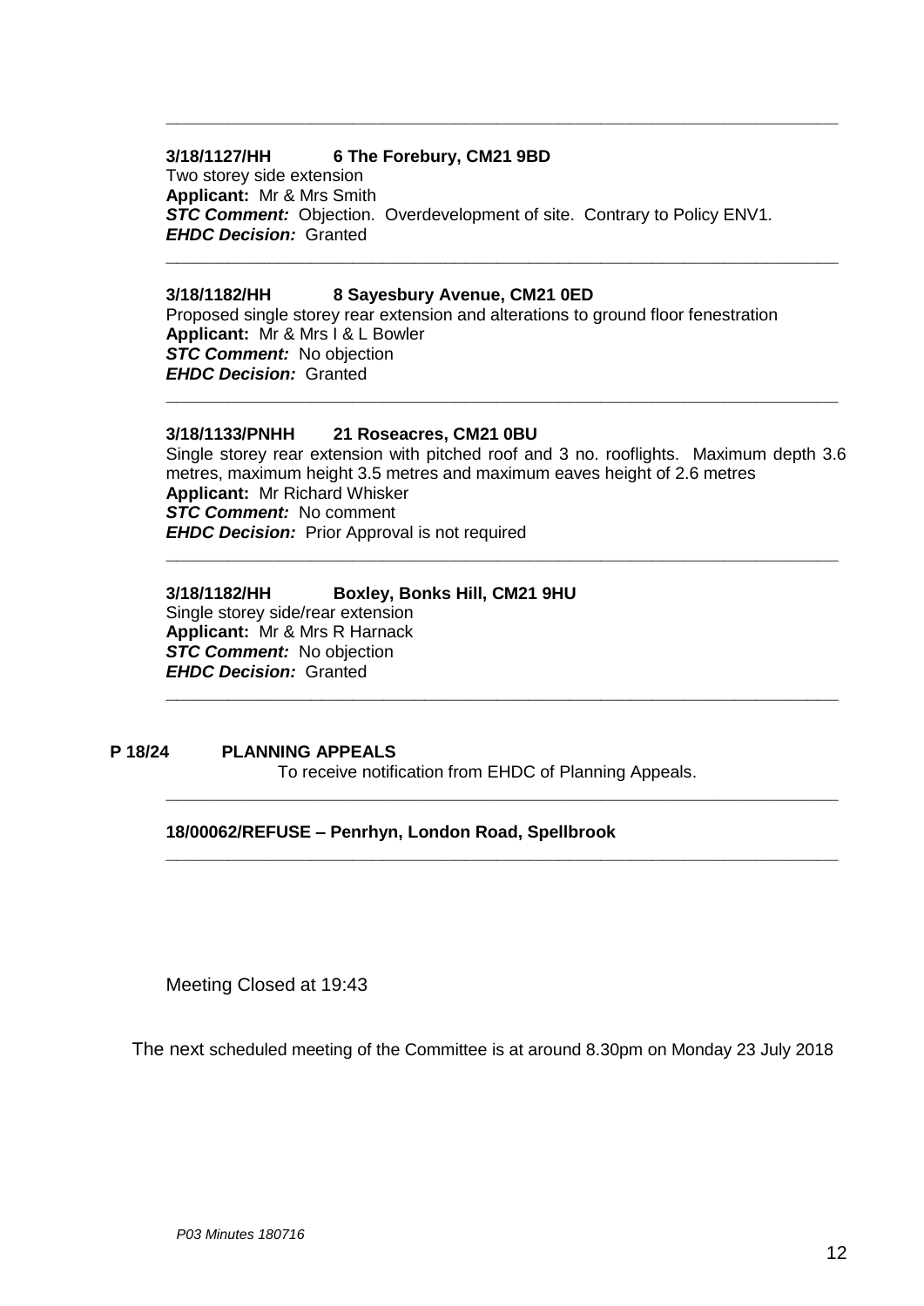---

**3/18/1127/HH          6 The Forebury, CM21 9BD**
Two storey side extension
**Applicant:** Mr & Mrs Smith
***STC Comment:*** Objection. Overdevelopment of site. Contrary to Policy ENV1.
***EHDC Decision:*** Granted

---

**3/18/1182/HH          8 Sayesbury Avenue, CM21 0ED**
Proposed single storey rear extension and alterations to ground floor fenestration
**Applicant:** Mr & Mrs I & L Bowler
***STC Comment:*** No objection
***EHDC Decision:*** Granted

---

**3/18/1133/PNHH          21 Roseacres, CM21 0BU**
Single storey rear extension with pitched roof and 3 no. rooflights. Maximum depth 3.6 metres, maximum height 3.5 metres and maximum eaves height of 2.6 metres
**Applicant:** Mr Richard Whisker
***STC Comment:*** No comment
***EHDC Decision:*** Prior Approval is not required

---

**3/18/1182/HH          Boxley, Bonks Hill, CM21 9HU**
Single storey side/rear extension
**Applicant:** Mr & Mrs R Harnack
***STC Comment:*** No objection
***EHDC Decision:*** Granted

---

**P 18/24          PLANNING APPEALS**

To receive notification from EHDC of Planning Appeals.

---

**18/00062/REFUSE – Penrhyn, London Road, Spellbrook**

---

Meeting Closed at 19:43

The next scheduled meeting of the Committee is at around 8.30pm on Monday 23 July 2018

*P03 Minutes 180716*